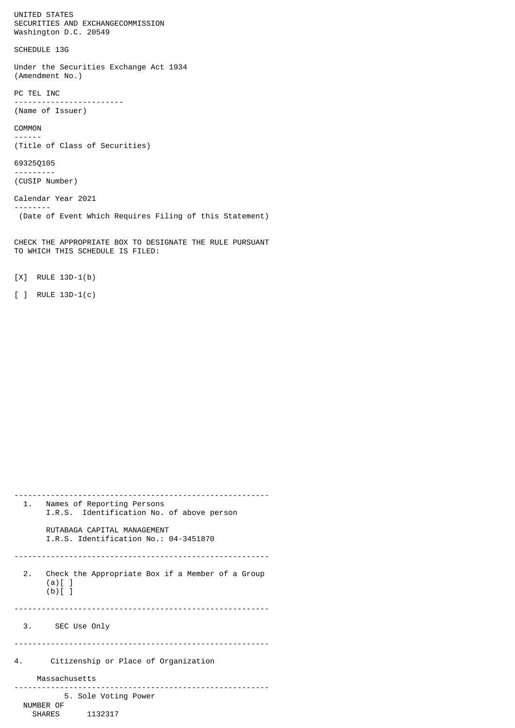UNITED STATES
SECURITIES AND EXCHANGECOMMISSION
Washington D.C. 20549

SCHEDULE 13G

Under the Securities Exchange Act 1934
(Amendment No.)

PC TEL INC
------------------------
(Name of Issuer)

COMMON
------
(Title of Class of Securities)

69325Q105
---------
(CUSIP Number)

Calendar Year 2021
--------
(Date of Event Which Requires Filing of this Statement)

CHECK THE APPROPRIATE BOX TO DESIGNATE THE RULE PURSUANT TO WHICH THIS SCHEDULE IS FILED:

[X] RULE 13D-1(b)

[ ] RULE 13D-1(c)

---

1. Names of Reporting Persons
   I.R.S. Identification No. of above person

   RUTABAGA CAPITAL MANAGEMENT
   I.R.S. Identification No.: 04-3451870

---

2. Check the Appropriate Box if a Member of a Group
   (a)[ ]
   (b)[ ]

---

3. SEC Use Only

---

4. Citizenship or Place of Organization

   Massachusetts

---

NUMBER OF SHARES

5. Sole Voting Power

   1132317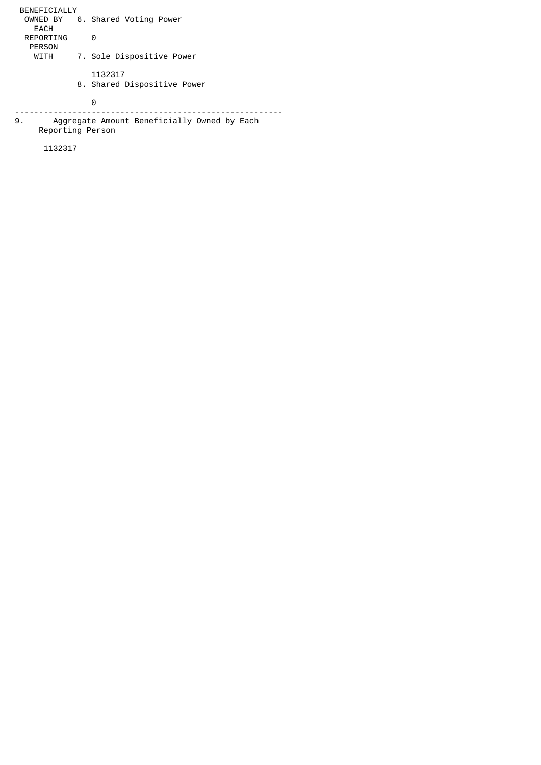| NUMBER OF SHARES BENEFICIALLY OWNED BY EACH REPORTING PERSON WITH | |
|---|---|
| | 6. Shared Voting Power<br><br>0 |
| | 7. Sole Dispositive Power<br><br>1132317 |
| | 8. Shared Dispositive Power<br><br>0 |

---

9. Aggregate Amount Beneficially Owned by Each Reporting Person

   1132317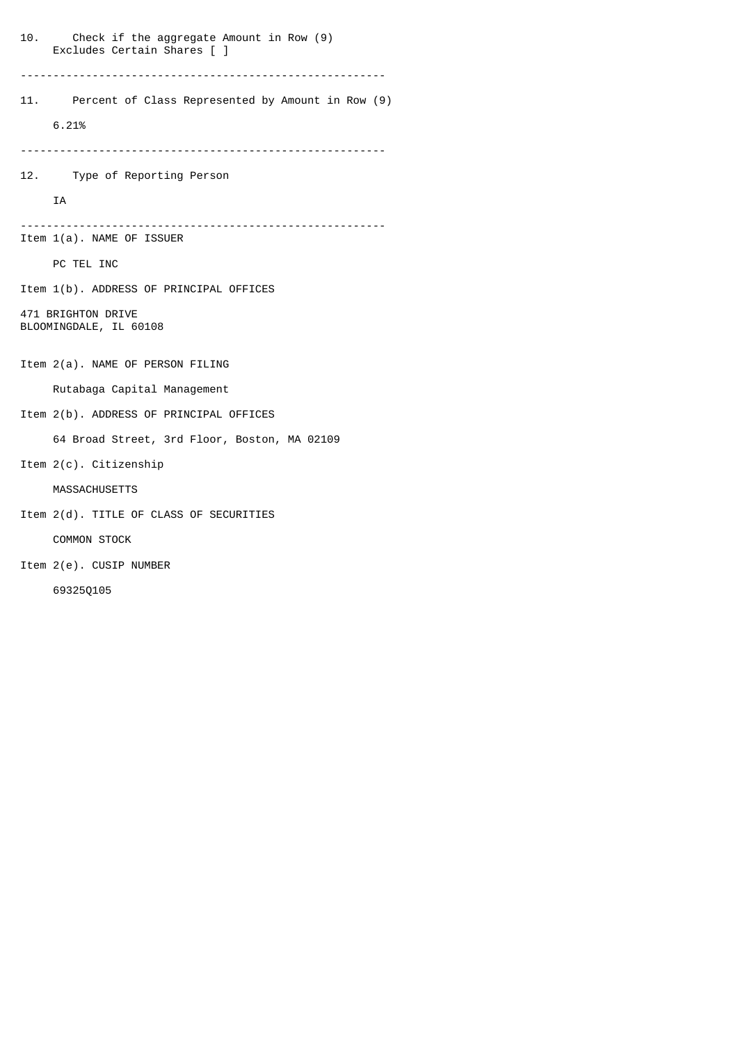10. Check if the aggregate Amount in Row (9) Excludes Certain Shares [ ]

---

11. Percent of Class Represented by Amount in Row (9)

    6.21%

---

12. Type of Reporting Person

    IA

---

Item 1(a). NAME OF ISSUER

PC TEL INC

Item 1(b). ADDRESS OF PRINCIPAL OFFICES

471 BRIGHTON DRIVE
BLOOMINGDALE, IL 60108

Item 2(a). NAME OF PERSON FILING

Rutabaga Capital Management

Item 2(b). ADDRESS OF PRINCIPAL OFFICES

64 Broad Street, 3rd Floor, Boston, MA 02109

Item 2(c). Citizenship

MASSACHUSETTS

Item 2(d). TITLE OF CLASS OF SECURITIES

COMMON STOCK

Item 2(e). CUSIP NUMBER

69325Q105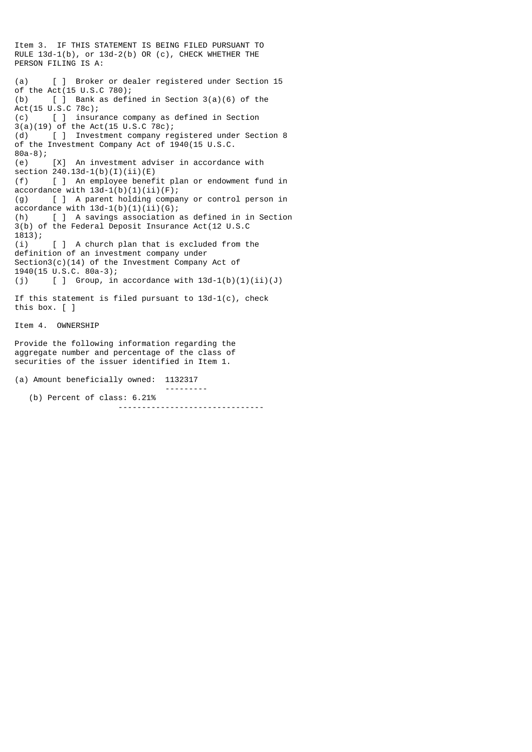Item 3. IF THIS STATEMENT IS BEING FILED PURSUANT TO RULE 13d-1(b), or 13d-2(b) OR (c), CHECK WHETHER THE PERSON FILING IS A:

(a) [ ] Broker or dealer registered under Section 15 of the Act(15 U.S.C 780);
(b) [ ] Bank as defined in Section 3(a)(6) of the Act(15 U.S.C 78c);
(c) [ ] insurance company as defined in Section 3(a)(19) of the Act(15 U.S.C 78c);
(d) [ ] Investment company registered under Section 8 of the Investment Company Act of 1940(15 U.S.C. 80a-8);
(e) [X] An investment adviser in accordance with section 240.13d-1(b)(I)(ii)(E)
(f) [ ] An employee benefit plan or endowment fund in accordance with 13d-1(b)(1)(ii)(F);
(g) [ ] A parent holding company or control person in accordance with 13d-1(b)(1)(ii)(G);
(h) [ ] A savings association as defined in in Section 3(b) of the Federal Deposit Insurance Act(12 U.S.C 1813);
(i) [ ] A church plan that is excluded from the definition of an investment company under Section3(c)(14) of the Investment Company Act of 1940(15 U.S.C. 80a-3);
(j) [ ] Group, in accordance with 13d-1(b)(1)(ii)(J)

If this statement is filed pursuant to 13d-1(c), check this box. [ ]

Item 4. OWNERSHIP

Provide the following information regarding the aggregate number and percentage of the class of securities of the issuer identified in Item 1.

(a) Amount beneficially owned: 1132317

(b) Percent of class: 6.21%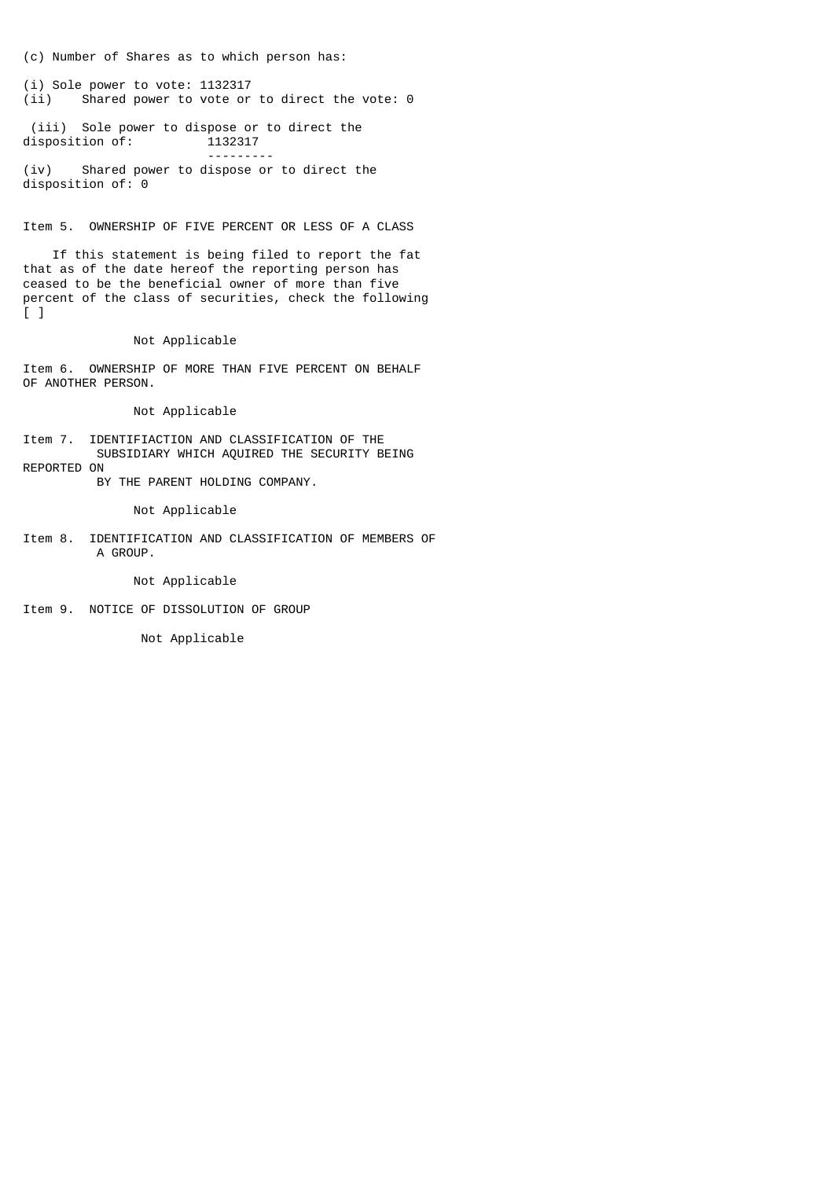(c) Number of Shares as to which person has:

(i) Sole power to vote: 1132317
(ii) Shared power to vote or to direct the vote: 0

(iii) Sole power to dispose or to direct the disposition of: 1132317

(iv) Shared power to dispose or to direct the disposition of: 0

Item 5. OWNERSHIP OF FIVE PERCENT OR LESS OF A CLASS

If this statement is being filed to report the fat that as of the date hereof the reporting person has ceased to be the beneficial owner of more than five percent of the class of securities, check the following [ ]

Not Applicable

Item 6. OWNERSHIP OF MORE THAN FIVE PERCENT ON BEHALF OF ANOTHER PERSON.

Not Applicable

Item 7. IDENTIFIACTION AND CLASSIFICATION OF THE SUBSIDIARY WHICH AQUIRED THE SECURITY BEING REPORTED ON BY THE PARENT HOLDING COMPANY.

Not Applicable

Item 8. IDENTIFICATION AND CLASSIFICATION OF MEMBERS OF A GROUP.

Not Applicable

Item 9. NOTICE OF DISSOLUTION OF GROUP

Not Applicable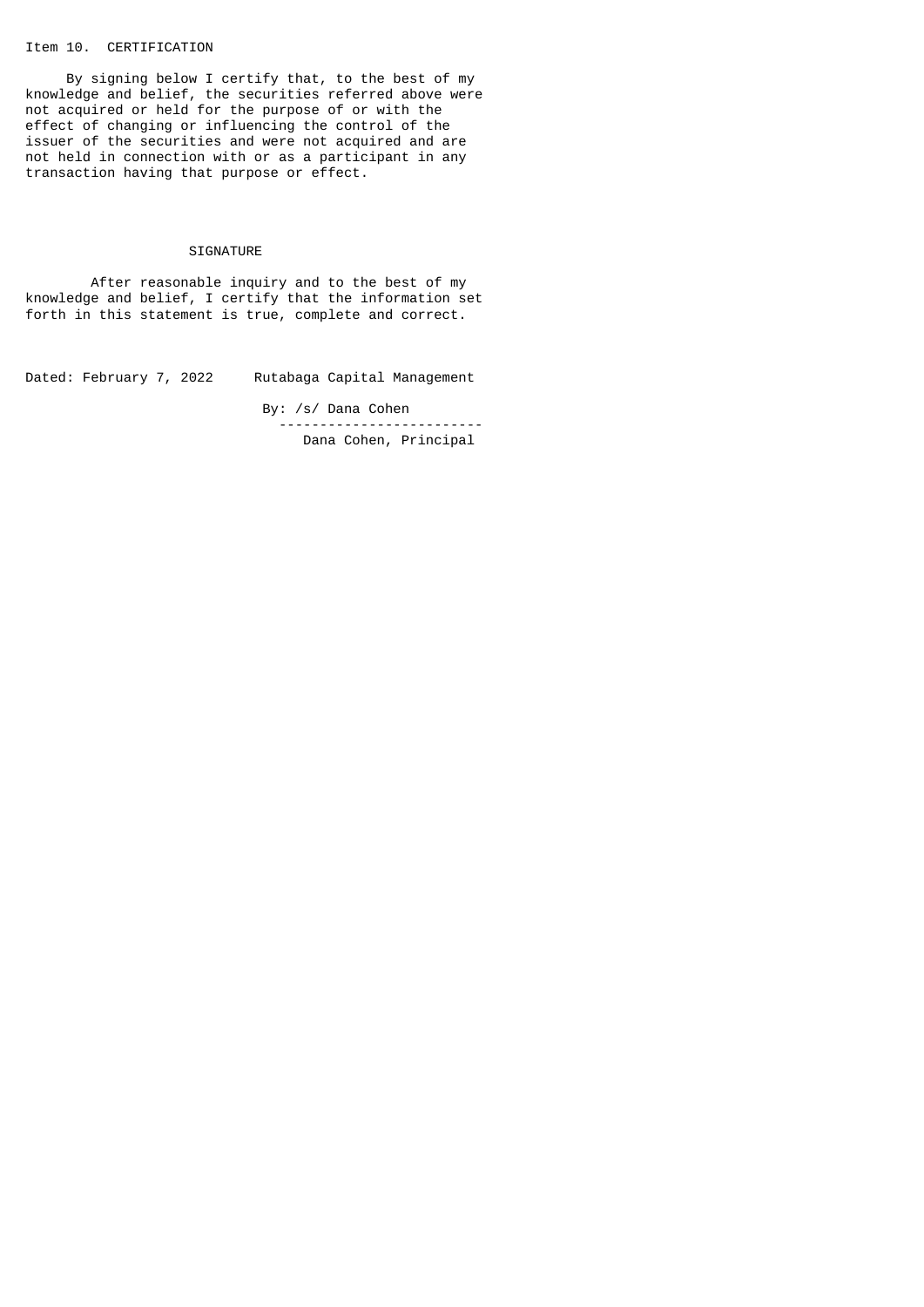Item 10. CERTIFICATION

By signing below I certify that, to the best of my knowledge and belief, the securities referred above were not acquired or held for the purpose of or with the effect of changing or influencing the control of the issuer of the securities and were not acquired and are not held in connection with or as a participant in any transaction having that purpose or effect.

SIGNATURE

After reasonable inquiry and to the best of my knowledge and belief, I certify that the information set forth in this statement is true, complete and correct.

Dated: February 7, 2022

Rutabaga Capital Management

By: /s/ Dana Cohen

Dana Cohen, Principal